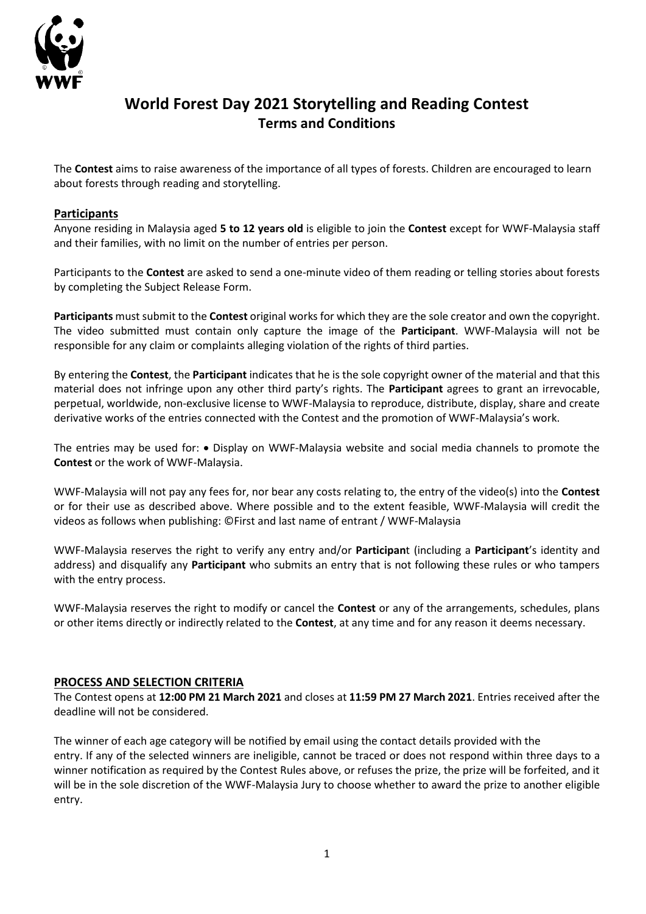# World Forest Day 2021 Storytelling and Reading Contest

## Terms and Conditions

The **Contest** aims to raise awareness of the importance of all types of forests. Children are encouraged to learn about forests through reading and storytelling.

### Participants

Anyone residing in Malaysia aged **5 to 12 years old** is eligible to join the **Contest** except for WWF-Malaysia staff and their families, with no limit on the number of entries per person.

Participants to the **Contest** are asked to send a one-minute video of them reading or telling stories about forests by completing the Subject Release Form.

**Participants** must submit to the **Contest** original works for which they are the sole creator and own the copyright. The video submitted must contain only capture the image of the **Participant**. WWF-Malaysia will not be responsible for any claim or complaints alleging violation of the rights of third parties.

By entering the **Contest**, the **Participant** indicates that he is the sole copyright owner of the material and that this material does not infringe upon any other third party's rights. The **Participant** agrees to grant an irrevocable, perpetual, worldwide, non-exclusive license to WWF-Malaysia to reproduce, distribute, display, share and create derivative works of the entries connected with the Contest and the promotion of WWF-Malaysia's work.

The entries may be used for: • Display on WWF-Malaysia website and social media channels to promote the **Contest** or the work of WWF-Malaysia.

WWF-Malaysia will not pay any fees for, nor bear any costs relating to, the entry of the video(s) into the **Contest** or for their use as described above. Where possible and to the extent feasible, WWF-Malaysia will credit the videos as follows when publishing: ©First and last name of entrant / WWF-Malaysia

WWF-Malaysia reserves the right to verify any entry and/or **Participant** (including a **Participant**'s identity and address) and disqualify any **Participant** who submits an entry that is not following these rules or who tampers with the entry process.

WWF-Malaysia reserves the right to modify or cancel the **Contest** or any of the arrangements, schedules, plans or other items directly or indirectly related to the **Contest**, at any time and for any reason it deems necessary.

### PROCESS AND SELECTION CRITERIA

The Contest opens at **12:00 PM 21 March 2021** and closes at **11:59 PM 27 March 2021**. Entries received after the deadline will not be considered.

The winner of each age category will be notified by email using the contact details provided with the entry. If any of the selected winners are ineligible, cannot be traced or does not respond within three days to a winner notification as required by the Contest Rules above, or refuses the prize, the prize will be forfeited, and it will be in the sole discretion of the WWF-Malaysia Jury to choose whether to award the prize to another eligible entry.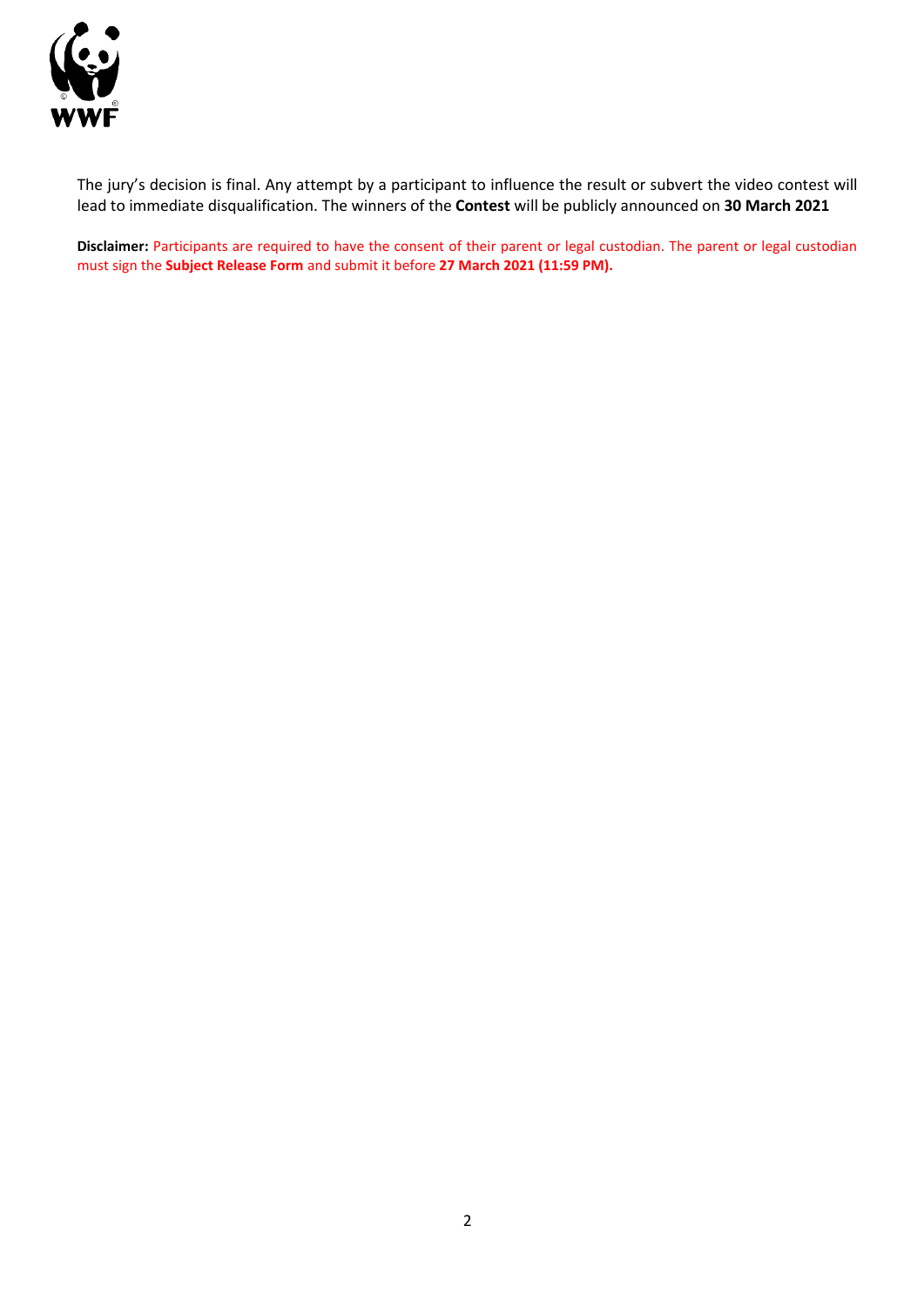The jury's decision is final. Any attempt by a participant to influence the result or subvert the video contest will lead to immediate disqualification. The winners of the **Contest** will be publicly announced on **30 March 2021**

**Disclaimer:** Participants are required to have the consent of their parent or legal custodian. The parent or legal custodian must sign the **Subject Release Form** and submit it before **27 March 2021 (11:59 PM).**